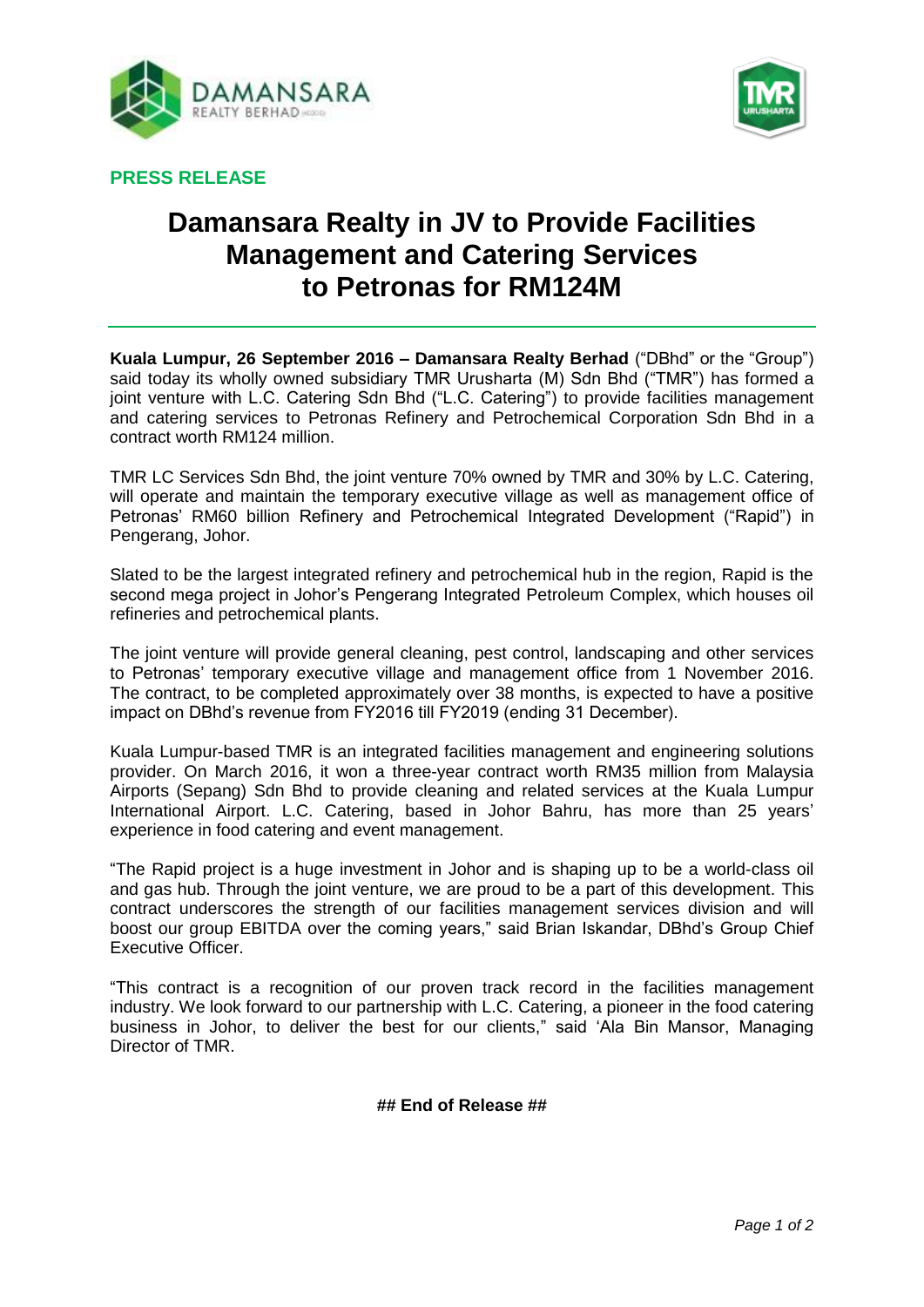**PRESS RELEASE**

# Damansara Realty in JV to Provide Facilities Management and Catering Services to Petronas for RM124M

**Kuala Lumpur, 26 September 2016 – Damansara Realty Berhad** ("DBhd" or the "Group") said today its wholly owned subsidiary TMR Urusharta (M) Sdn Bhd ("TMR") has formed a joint venture with L.C. Catering Sdn Bhd ("L.C. Catering") to provide facilities management and catering services to Petronas Refinery and Petrochemical Corporation Sdn Bhd in a contract worth RM124 million.

TMR LC Services Sdn Bhd, the joint venture 70% owned by TMR and 30% by L.C. Catering, will operate and maintain the temporary executive village as well as management office of Petronas' RM60 billion Refinery and Petrochemical Integrated Development ("Rapid") in Pengerang, Johor.

Slated to be the largest integrated refinery and petrochemical hub in the region, Rapid is the second mega project in Johor's Pengerang Integrated Petroleum Complex, which houses oil refineries and petrochemical plants.

The joint venture will provide general cleaning, pest control, landscaping and other services to Petronas' temporary executive village and management office from 1 November 2016. The contract, to be completed approximately over 38 months, is expected to have a positive impact on DBhd's revenue from FY2016 till FY2019 (ending 31 December).

Kuala Lumpur-based TMR is an integrated facilities management and engineering solutions provider. On March 2016, it won a three-year contract worth RM35 million from Malaysia Airports (Sepang) Sdn Bhd to provide cleaning and related services at the Kuala Lumpur International Airport. L.C. Catering, based in Johor Bahru, has more than 25 years' experience in food catering and event management.

"The Rapid project is a huge investment in Johor and is shaping up to be a world-class oil and gas hub. Through the joint venture, we are proud to be a part of this development. This contract underscores the strength of our facilities management services division and will boost our group EBITDA over the coming years," said Brian Iskandar, DBhd's Group Chief Executive Officer.

"This contract is a recognition of our proven track record in the facilities management industry. We look forward to our partnership with L.C. Catering, a pioneer in the food catering business in Johor, to deliver the best for our clients," said 'Ala Bin Mansor, Managing Director of TMR.

**## End of Release ##**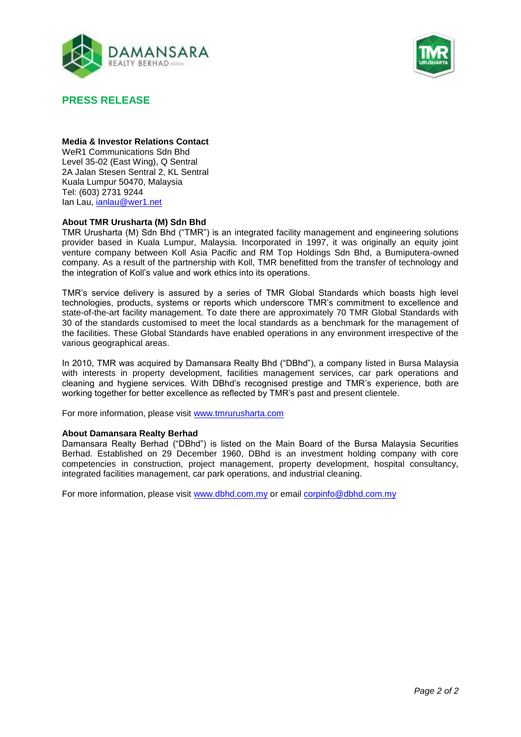## PRESS RELEASE

**Media & Investor Relations Contact**
WeR1 Communications Sdn Bhd
Level 35-02 (East Wing), Q Sentral
2A Jalan Stesen Sentral 2, KL Sentral
Kuala Lumpur 50470, Malaysia
Tel: (603) 2731 9244
Ian Lau, ianlau@wer1.net

**About TMR Urusharta (M) Sdn Bhd**

TMR Urusharta (M) Sdn Bhd ("TMR") is an integrated facility management and engineering solutions provider based in Kuala Lumpur, Malaysia. Incorporated in 1997, it was originally an equity joint venture company between Koll Asia Pacific and RM Top Holdings Sdn Bhd, a Bumiputera-owned company. As a result of the partnership with Koll, TMR benefitted from the transfer of technology and the integration of Koll's value and work ethics into its operations.

TMR's service delivery is assured by a series of TMR Global Standards which boasts high level technologies, products, systems or reports which underscore TMR's commitment to excellence and state-of-the-art facility management. To date there are approximately 70 TMR Global Standards with 30 of the standards customised to meet the local standards as a benchmark for the management of the facilities. These Global Standards have enabled operations in any environment irrespective of the various geographical areas.

In 2010, TMR was acquired by Damansara Realty Bhd ("DBhd"), a company listed in Bursa Malaysia with interests in property development, facilities management services, car park operations and cleaning and hygiene services. With DBhd's recognised prestige and TMR's experience, both are working together for better excellence as reflected by TMR's past and present clientele.

For more information, please visit www.tmrurusharta.com

**About Damansara Realty Berhad**

Damansara Realty Berhad ("DBhd") is listed on the Main Board of the Bursa Malaysia Securities Berhad. Established on 29 December 1960, DBhd is an investment holding company with core competencies in construction, project management, property development, hospital consultancy, integrated facilities management, car park operations, and industrial cleaning.

For more information, please visit www.dbhd.com.my or email corpinfo@dbhd.com.my